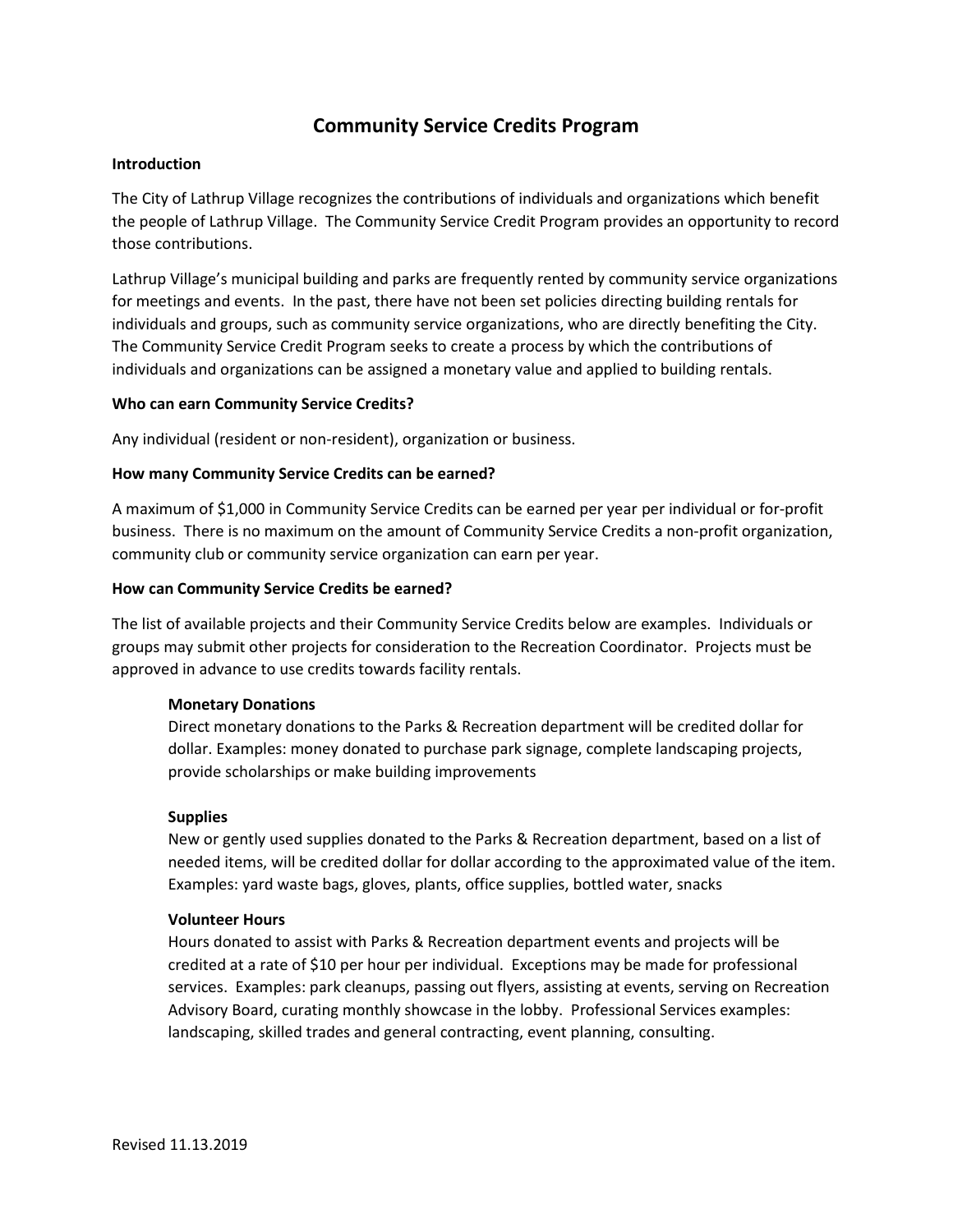# Community Service Credits Program

**Introduction**

The City of Lathrup Village recognizes the contributions of individuals and organizations which benefit the people of Lathrup Village. The Community Service Credit Program provides an opportunity to record those contributions.

Lathrup Village's municipal building and parks are frequently rented by community service organizations for meetings and events. In the past, there have not been set policies directing building rentals for individuals and groups, such as community service organizations, who are directly benefiting the City. The Community Service Credit Program seeks to create a process by which the contributions of individuals and organizations can be assigned a monetary value and applied to building rentals.

**Who can earn Community Service Credits?**

Any individual (resident or non-resident), organization or business.

**How many Community Service Credits can be earned?**

A maximum of $1,000 in Community Service Credits can be earned per year per individual or for-profit business. There is no maximum on the amount of Community Service Credits a non-profit organization, community club or community service organization can earn per year.

**How can Community Service Credits be earned?**

The list of available projects and their Community Service Credits below are examples. Individuals or groups may submit other projects for consideration to the Recreation Coordinator. Projects must be approved in advance to use credits towards facility rentals.

**Monetary Donations**
Direct monetary donations to the Parks & Recreation department will be credited dollar for dollar. Examples: money donated to purchase park signage, complete landscaping projects, provide scholarships or make building improvements

**Supplies**
New or gently used supplies donated to the Parks & Recreation department, based on a list of needed items, will be credited dollar for dollar according to the approximated value of the item. Examples: yard waste bags, gloves, plants, office supplies, bottled water, snacks

**Volunteer Hours**
Hours donated to assist with Parks & Recreation department events and projects will be credited at a rate of $10 per hour per individual. Exceptions may be made for professional services. Examples: park cleanups, passing out flyers, assisting at events, serving on Recreation Advisory Board, curating monthly showcase in the lobby. Professional Services examples: landscaping, skilled trades and general contracting, event planning, consulting.

Revised 11.13.2019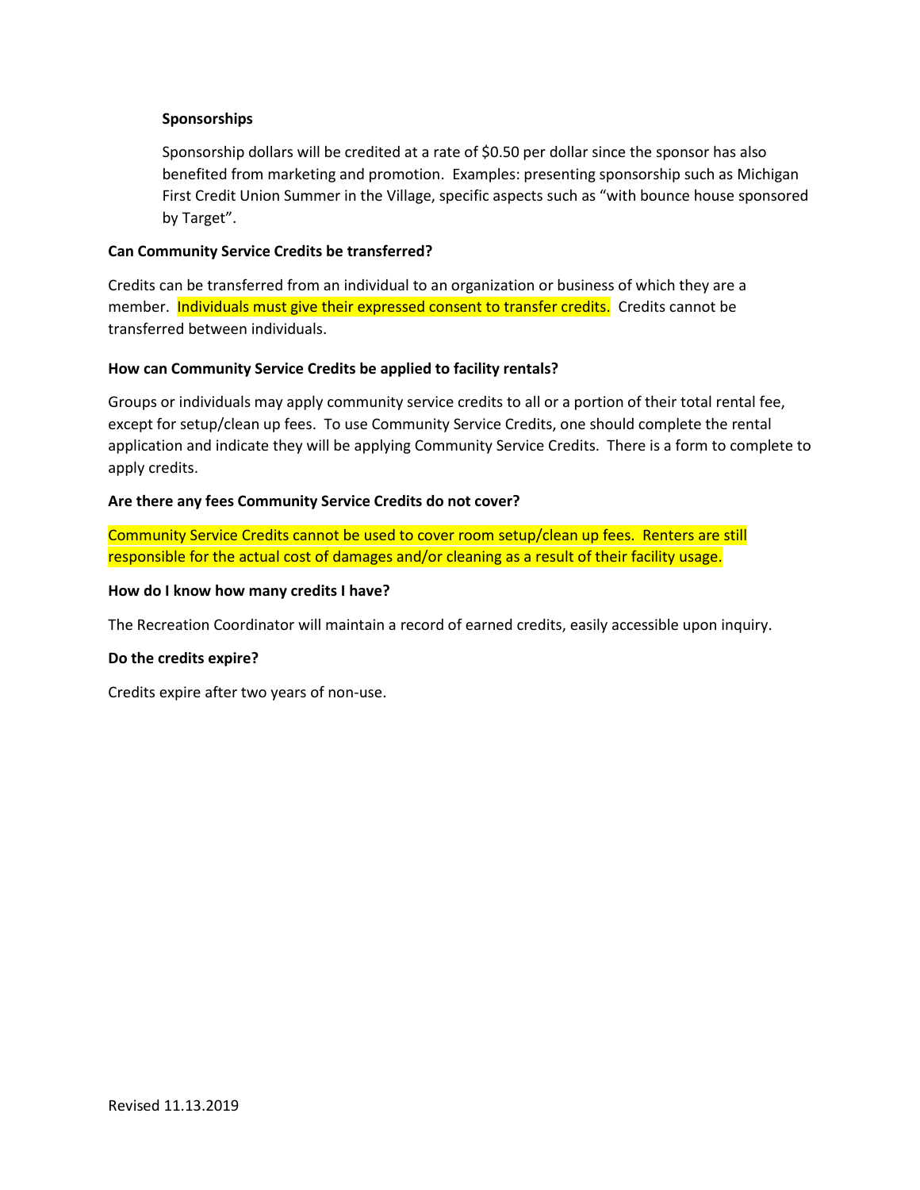**Sponsorships**

Sponsorship dollars will be credited at a rate of $0.50 per dollar since the sponsor has also benefited from marketing and promotion. Examples: presenting sponsorship such as Michigan First Credit Union Summer in the Village, specific aspects such as "with bounce house sponsored by Target".

**Can Community Service Credits be transferred?**

Credits can be transferred from an individual to an organization or business of which they are a member. Individuals must give their expressed consent to transfer credits. Credits cannot be transferred between individuals.

**How can Community Service Credits be applied to facility rentals?**

Groups or individuals may apply community service credits to all or a portion of their total rental fee, except for setup/clean up fees. To use Community Service Credits, one should complete the rental application and indicate they will be applying Community Service Credits. There is a form to complete to apply credits.

**Are there any fees Community Service Credits do not cover?**

Community Service Credits cannot be used to cover room setup/clean up fees. Renters are still responsible for the actual cost of damages and/or cleaning as a result of their facility usage.

**How do I know how many credits I have?**

The Recreation Coordinator will maintain a record of earned credits, easily accessible upon inquiry.

**Do the credits expire?**

Credits expire after two years of non-use.

Revised 11.13.2019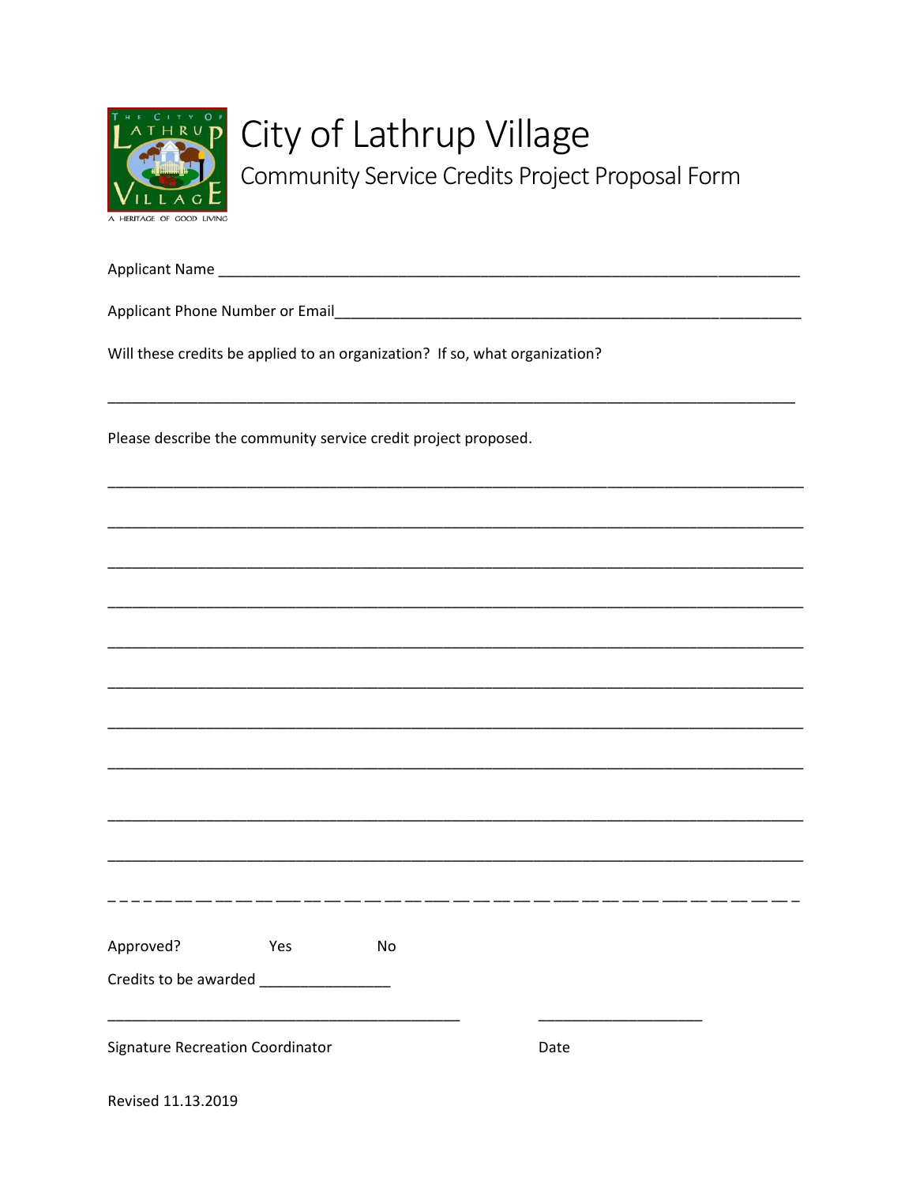# City of Lathrup Village

## Community Service Credits Project Proposal Form

Applicant Name ___________________________________________________________________________

Applicant Phone Number or Email____________________________________________________________

Will these credits be applied to an organization? If so, what organization?

_________________________________________________________________________________________

Please describe the community service credit project proposed.

_________________________________________________________________________________________

_________________________________________________________________________________________

_________________________________________________________________________________________

_________________________________________________________________________________________

_________________________________________________________________________________________

_________________________________________________________________________________________

_________________________________________________________________________________________

_________________________________________________________________________________________

_________________________________________________________________________________________

_________________________________________________________________________________________

---

Approved? Yes No

Credits to be awarded ________________

_____________________________________________ ____________________

Signature Recreation Coordinator Date

Revised 11.13.2019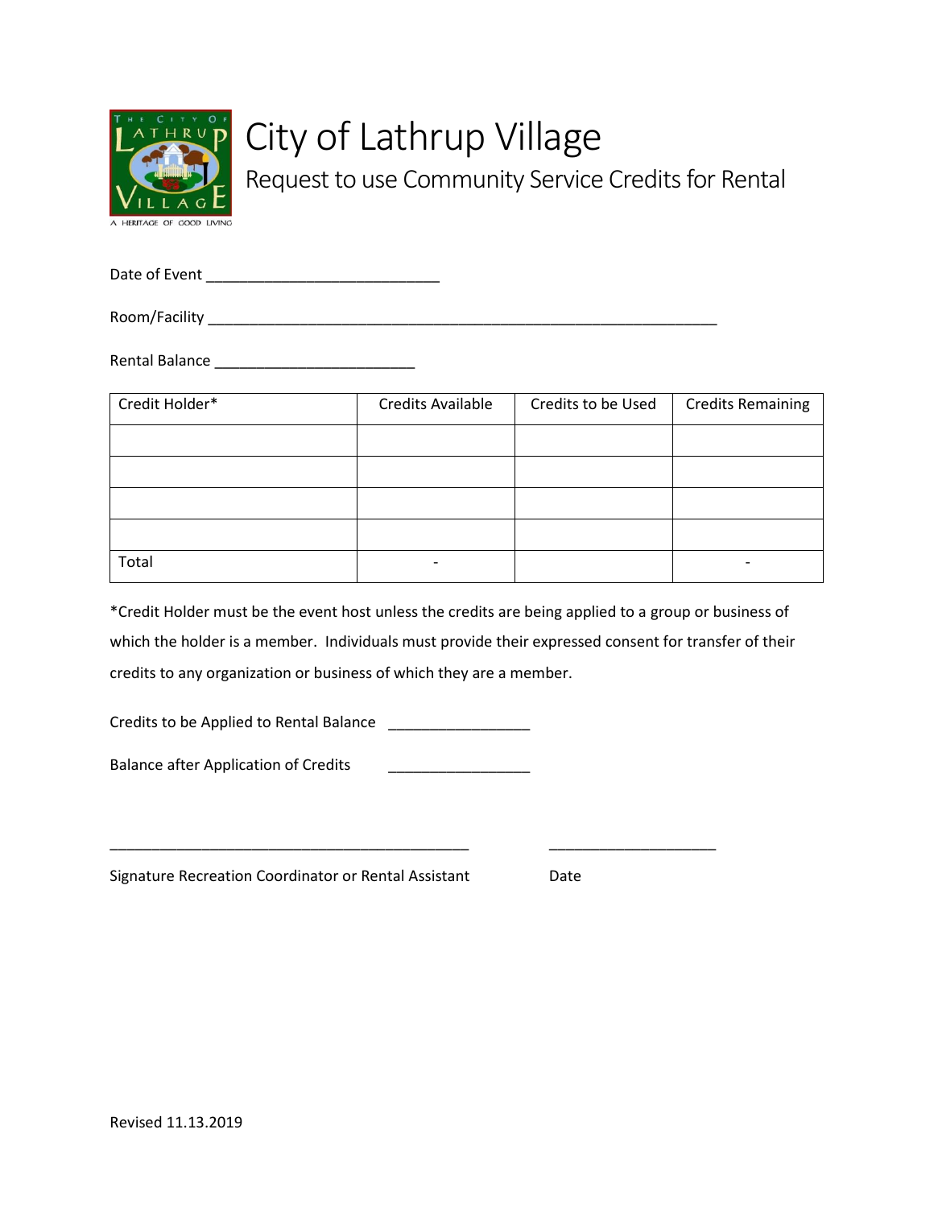# City of Lathrup Village

## Request to use Community Service Credits for Rental

Date of Event ____________________________

Room/Facility _______________________________________________________________

Rental Balance ________________________

| Credit Holder* | Credits Available | Credits to be Used | Credits Remaining |
|---|---|---|---|
| | | | |
| | | | |
| | | | |
| | | | |
| Total | - | | - |

*Credit Holder must be the event host unless the credits are being applied to a group or business of which the holder is a member. Individuals must provide their expressed consent for transfer of their credits to any organization or business of which they are a member.

Credits to be Applied to Rental Balance _________________

Balance after Application of Credits _________________

____________________________________________ ____________________

Signature Recreation Coordinator or Rental Assistant Date

Revised 11.13.2019